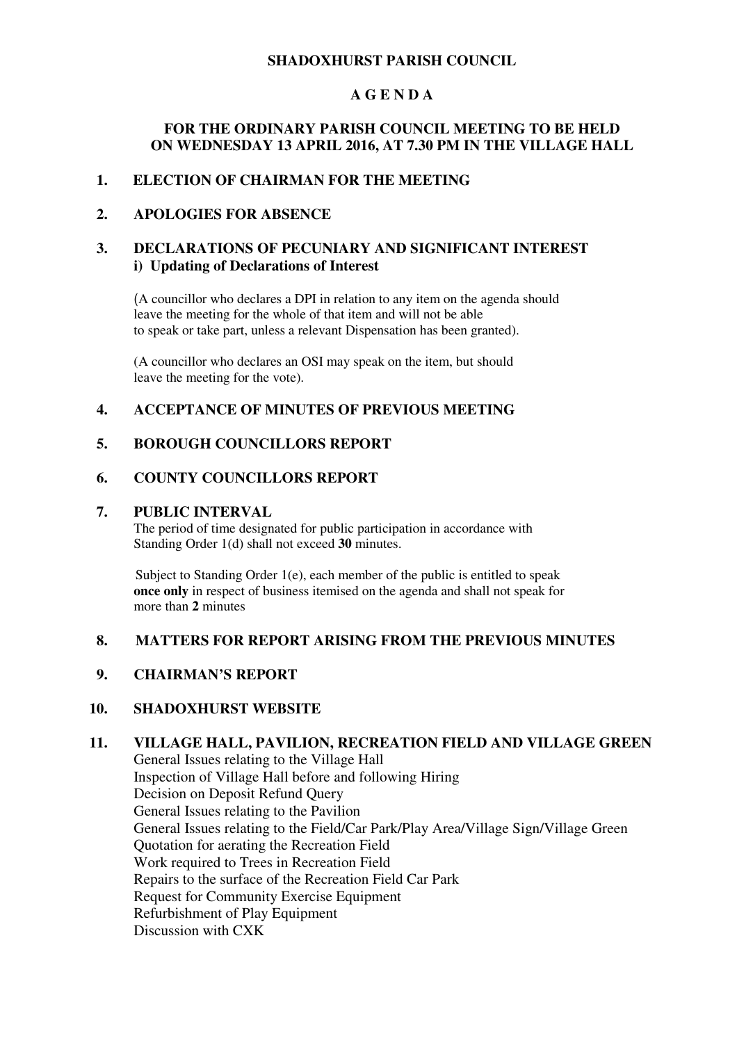# SHADOXHURST PARISH COUNCIL

## A G E N D A

## FOR THE ORDINARY PARISH COUNCIL MEETING TO BE HELD ON WEDNESDAY 13 APRIL 2016, AT 7.30 PM IN THE VILLAGE HALL

**1. ELECTION OF CHAIRMAN FOR THE MEETING**

**2. APOLOGIES FOR ABSENCE**

**3. DECLARATIONS OF PECUNIARY AND SIGNIFICANT INTEREST**
**i) Updating of Declarations of Interest**

(A councillor who declares a DPI in relation to any item on the agenda should leave the meeting for the whole of that item and will not be able to speak or take part, unless a relevant Dispensation has been granted).

(A councillor who declares an OSI may speak on the item, but should leave the meeting for the vote).

**4. ACCEPTANCE OF MINUTES OF PREVIOUS MEETING**

**5. BOROUGH COUNCILLORS REPORT**

**6. COUNTY COUNCILLORS REPORT**

**7. PUBLIC INTERVAL**

The period of time designated for public participation in accordance with Standing Order 1(d) shall not exceed **30** minutes.

Subject to Standing Order 1(e), each member of the public is entitled to speak **once only** in respect of business itemised on the agenda and shall not speak for more than **2** minutes

**8. MATTERS FOR REPORT ARISING FROM THE PREVIOUS MINUTES**

**9. CHAIRMAN'S REPORT**

**10. SHADOXHURST WEBSITE**

**11. VILLAGE HALL, PAVILION, RECREATION FIELD AND VILLAGE GREEN**

General Issues relating to the Village Hall
Inspection of Village Hall before and following Hiring
Decision on Deposit Refund Query
General Issues relating to the Pavilion
General Issues relating to the Field/Car Park/Play Area/Village Sign/Village Green
Quotation for aerating the Recreation Field
Work required to Trees in Recreation Field
Repairs to the surface of the Recreation Field Car Park
Request for Community Exercise Equipment
Refurbishment of Play Equipment
Discussion with CXK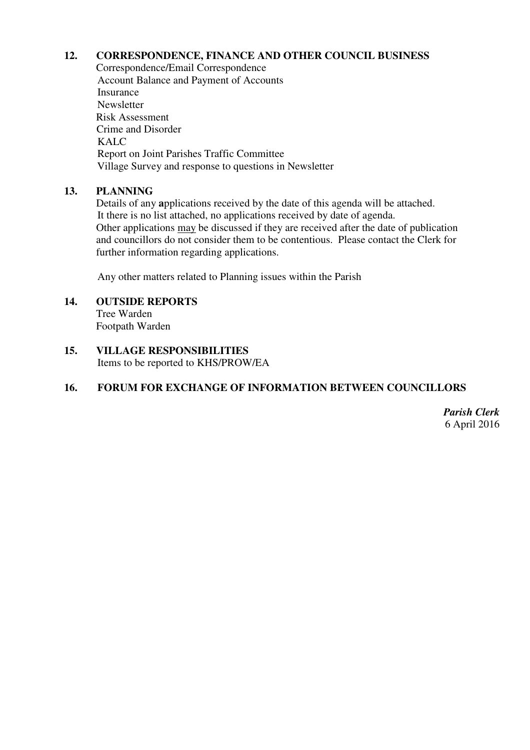## 12. CORRESPONDENCE, FINANCE AND OTHER COUNCIL BUSINESS

Correspondence/Email Correspondence
Account Balance and Payment of Accounts
Insurance
Newsletter
Risk Assessment
Crime and Disorder
KALC
Report on Joint Parishes Traffic Committee
Village Survey and response to questions in Newsletter

## 13. PLANNING

Details of any **a**pplications received by the date of this agenda will be attached.
It there is no list attached, no applications received by date of agenda.
Other applications may be discussed if they are received after the date of publication and councillors do not consider them to be contentious. Please contact the Clerk for further information regarding applications.

Any other matters related to Planning issues within the Parish

## 14. OUTSIDE REPORTS

Tree Warden
Footpath Warden

## 15. VILLAGE RESPONSIBILITIES

Items to be reported to KHS/PROW/EA

## 16. FORUM FOR EXCHANGE OF INFORMATION BETWEEN COUNCILLORS

***Parish Clerk***
6 April 2016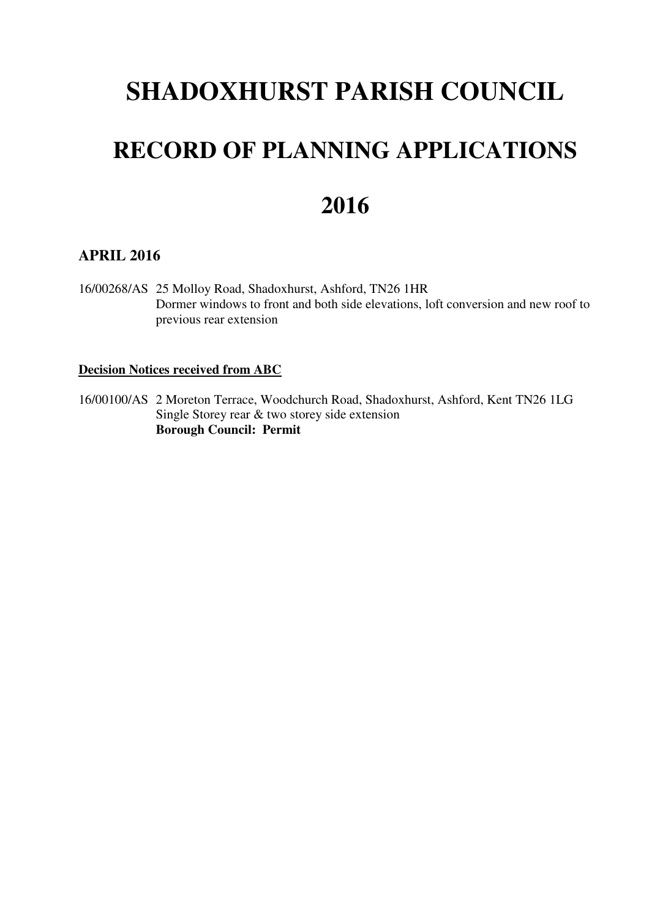# SHADOXHURST PARISH COUNCIL

# RECORD OF PLANNING APPLICATIONS

# 2016

## APRIL 2016

16/00268/AS 25 Molloy Road, Shadoxhurst, Ashford, TN26 1HR
Dormer windows to front and both side elevations, loft conversion and new roof to previous rear extension

**Decision Notices received from ABC**

16/00100/AS 2 Moreton Terrace, Woodchurch Road, Shadoxhurst, Ashford, Kent TN26 1LG
Single Storey rear & two storey side extension
**Borough Council: Permit**